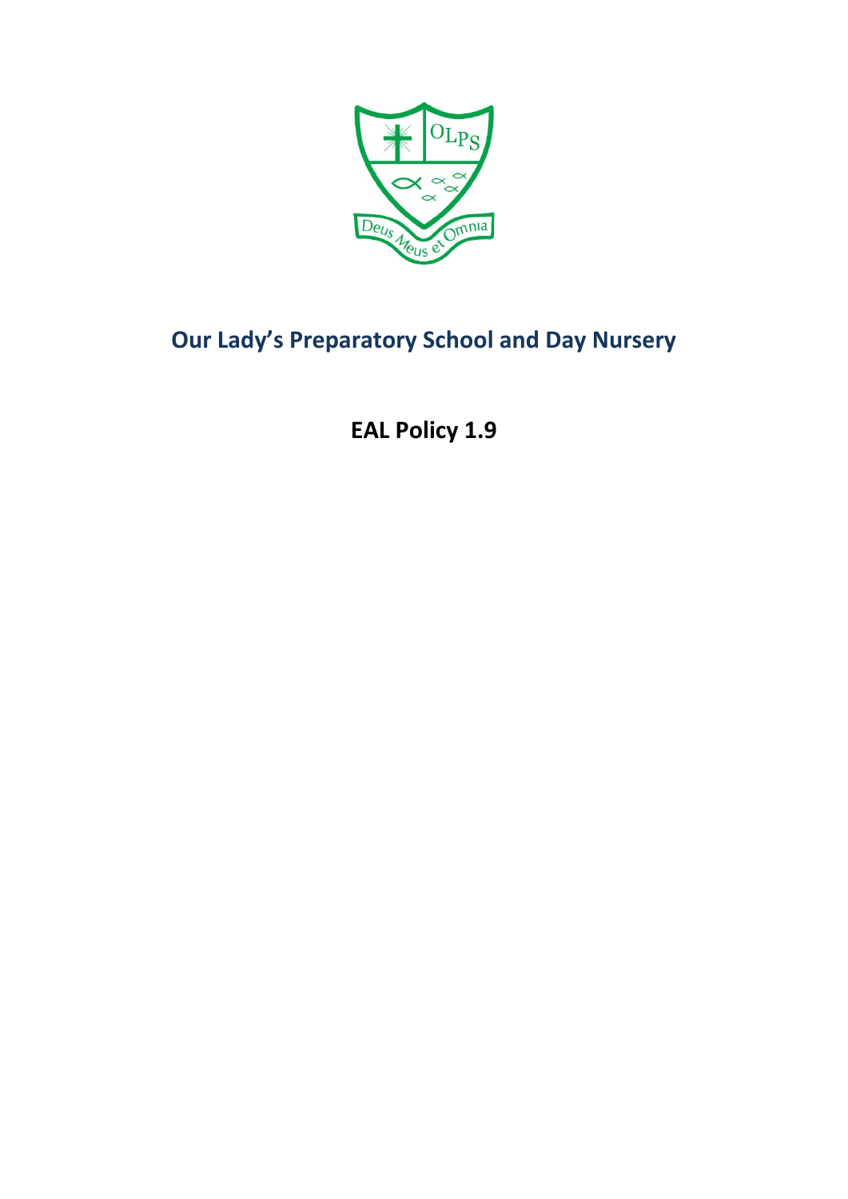# Our Lady's Preparatory School and Day Nursery

## EAL Policy 1.9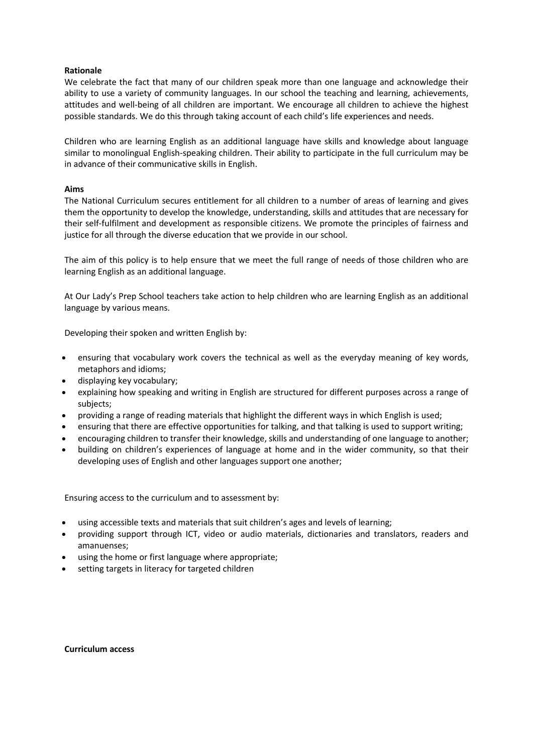**Rationale**

We celebrate the fact that many of our children speak more than one language and acknowledge their ability to use a variety of community languages. In our school the teaching and learning, achievements, attitudes and well-being of all children are important. We encourage all children to achieve the highest possible standards. We do this through taking account of each child's life experiences and needs.

Children who are learning English as an additional language have skills and knowledge about language similar to monolingual English-speaking children. Their ability to participate in the full curriculum may be in advance of their communicative skills in English.

**Aims**

The National Curriculum secures entitlement for all children to a number of areas of learning and gives them the opportunity to develop the knowledge, understanding, skills and attitudes that are necessary for their self-fulfilment and development as responsible citizens. We promote the principles of fairness and justice for all through the diverse education that we provide in our school.

The aim of this policy is to help ensure that we meet the full range of needs of those children who are learning English as an additional language.

At Our Lady's Prep School teachers take action to help children who are learning English as an additional language by various means.

Developing their spoken and written English by:

- ensuring that vocabulary work covers the technical as well as the everyday meaning of key words, metaphors and idioms;
- displaying key vocabulary;
- explaining how speaking and writing in English are structured for different purposes across a range of subjects;
- providing a range of reading materials that highlight the different ways in which English is used;
- ensuring that there are effective opportunities for talking, and that talking is used to support writing;
- encouraging children to transfer their knowledge, skills and understanding of one language to another;
- building on children's experiences of language at home and in the wider community, so that their developing uses of English and other languages support one another;

Ensuring access to the curriculum and to assessment by:

- using accessible texts and materials that suit children's ages and levels of learning;
- providing support through ICT, video or audio materials, dictionaries and translators, readers and amanuenses;
- using the home or first language where appropriate;
- setting targets in literacy for targeted children

**Curriculum access**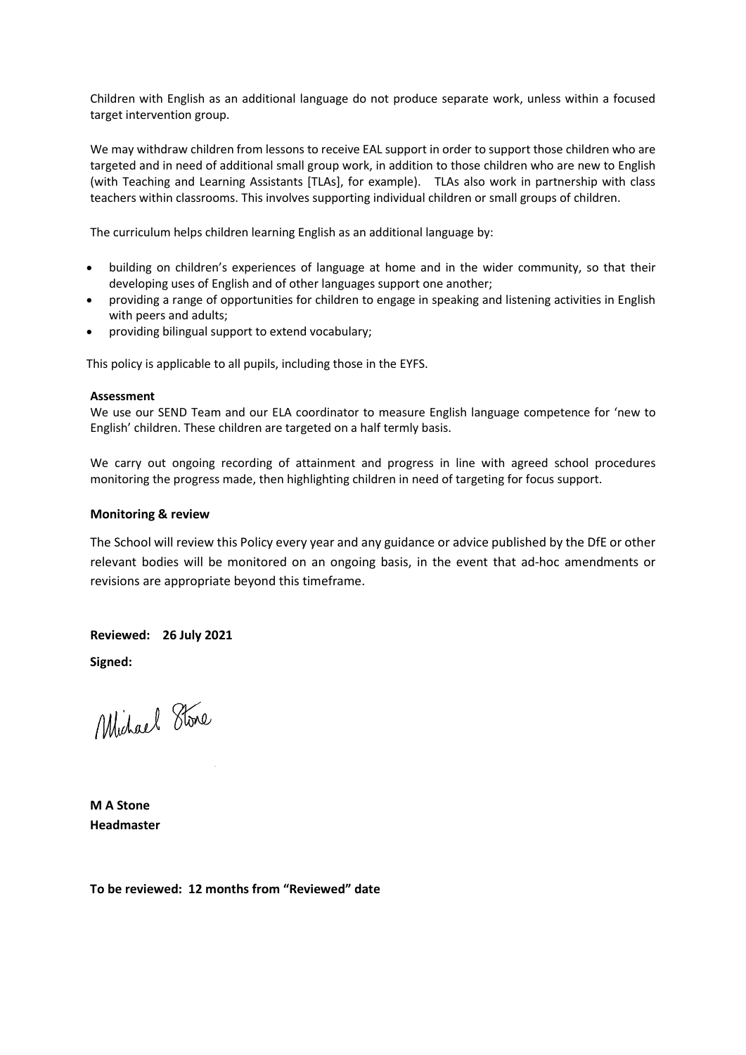Children with English as an additional language do not produce separate work, unless within a focused target intervention group.

We may withdraw children from lessons to receive EAL support in order to support those children who are targeted and in need of additional small group work, in addition to those children who are new to English (with Teaching and Learning Assistants [TLAs], for example). TLAs also work in partnership with class teachers within classrooms. This involves supporting individual children or small groups of children.

The curriculum helps children learning English as an additional language by:

- building on children's experiences of language at home and in the wider community, so that their developing uses of English and of other languages support one another;
- providing a range of opportunities for children to engage in speaking and listening activities in English with peers and adults;
- providing bilingual support to extend vocabulary;

This policy is applicable to all pupils, including those in the EYFS.

**Assessment**

We use our SEND Team and our ELA coordinator to measure English language competence for 'new to English' children. These children are targeted on a half termly basis.

We carry out ongoing recording of attainment and progress in line with agreed school procedures monitoring the progress made, then highlighting children in need of targeting for focus support.

**Monitoring & review**

The School will review this Policy every year and any guidance or advice published by the DfE or other relevant bodies will be monitored on an ongoing basis, in the event that ad-hoc amendments or revisions are appropriate beyond this timeframe.

**Reviewed: 26 July 2021**

**Signed:**

Michael Stone

**M A Stone**
**Headmaster**

**To be reviewed: 12 months from "Reviewed" date**